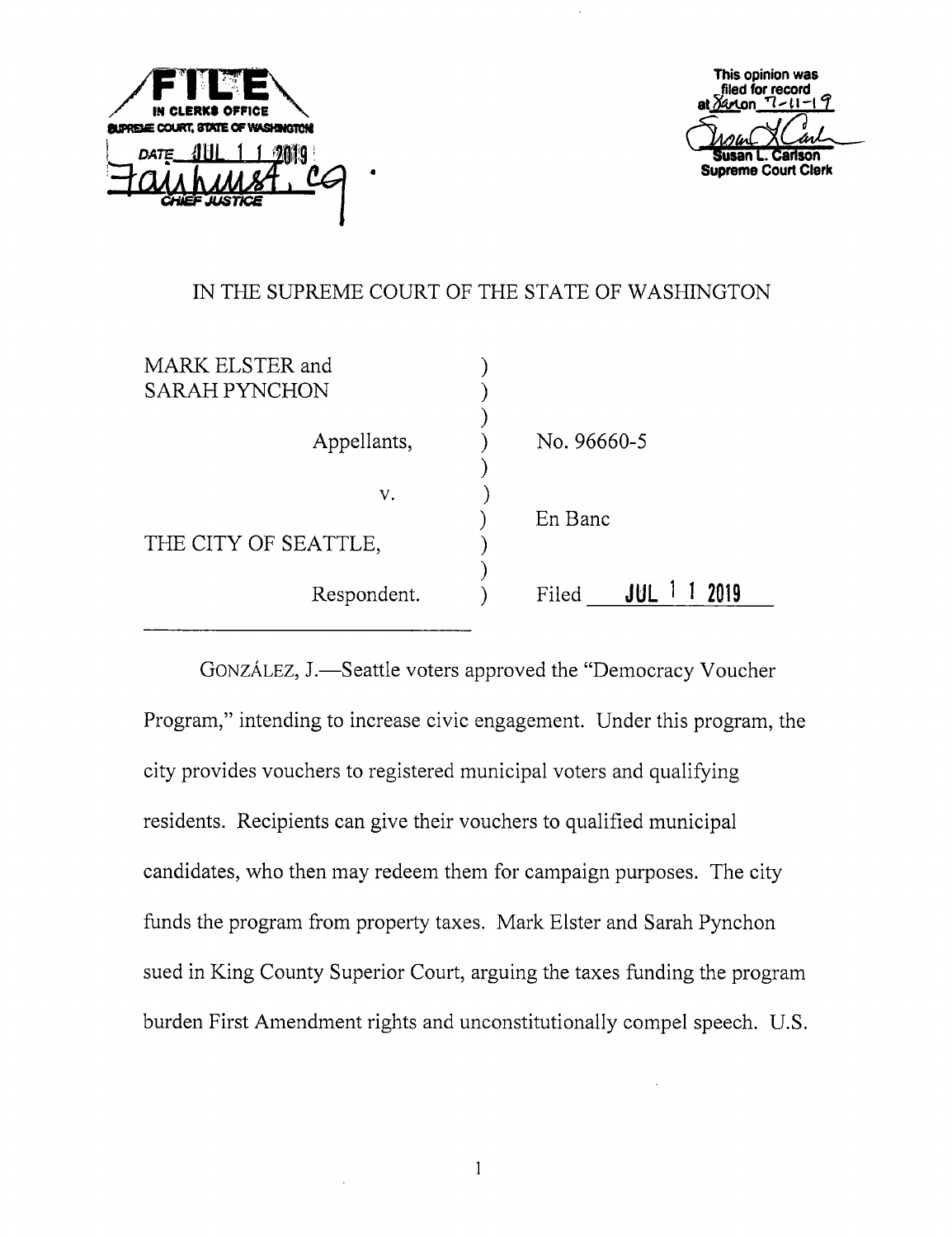FILE
IN CLERKS OFFICE
SUPREME COURT, STATE OF WASHINGTON
DATE JUL 11 2019
Fairhurst, CJ
CHIEF JUSTICE

This opinion was filed for record at 8am on 7-11-19
Susan L. Carlson
Supreme Court Clerk

# IN THE SUPREME COURT OF THE STATE OF WASHINGTON

| | |
|---|---|
| MARK ELSTER and SARAH PYNCHON, Appellants, | No. 96660-5 |
| v. | En Banc |
| THE CITY OF SEATTLE, Respondent. | Filed JUL 11 2019 |

GONZÁLEZ, J.—Seattle voters approved the "Democracy Voucher Program," intending to increase civic engagement. Under this program, the city provides vouchers to registered municipal voters and qualifying residents. Recipients can give their vouchers to qualified municipal candidates, who then may redeem them for campaign purposes. The city funds the program from property taxes. Mark Elster and Sarah Pynchon sued in King County Superior Court, arguing the taxes funding the program burden First Amendment rights and unconstitutionally compel speech. U.S.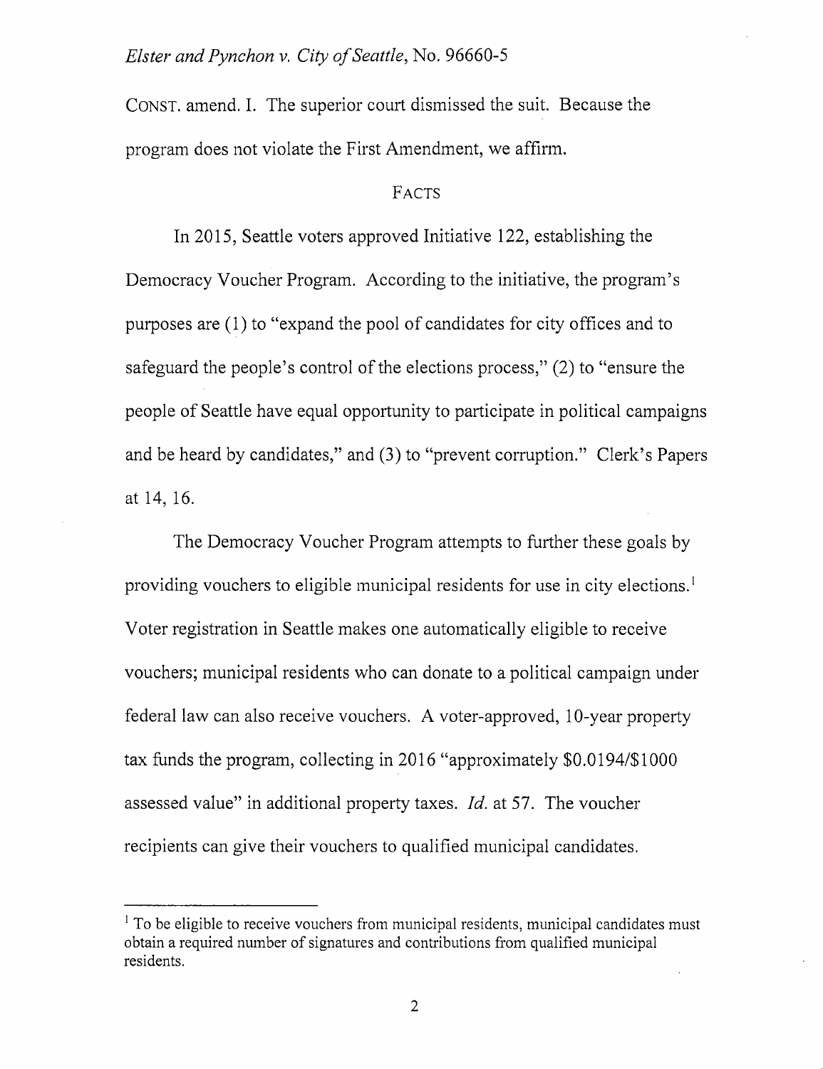CONST. amend. I. The superior court dismissed the suit. Because the program does not violate the First Amendment, we affirm.

## FACTS

In 2015, Seattle voters approved Initiative 122, establishing the Democracy Voucher Program. According to the initiative, the program's purposes are (1) to "expand the pool of candidates for city offices and to safeguard the people's control of the elections process," (2) to "ensure the people of Seattle have equal opportunity to participate in political campaigns and be heard by candidates," and (3) to "prevent corruption." Clerk's Papers at 14, 16.

The Democracy Voucher Program attempts to further these goals by providing vouchers to eligible municipal residents for use in city elections.[1] Voter registration in Seattle makes one automatically eligible to receive vouchers; municipal residents who can donate to a political campaign under federal law can also receive vouchers. A voter-approved, 10-year property tax funds the program, collecting in 2016 "approximately $0.0194/$1000 assessed value" in additional property taxes. *Id.* at 57. The voucher recipients can give their vouchers to qualified municipal candidates.

[1] To be eligible to receive vouchers from municipal residents, municipal candidates must obtain a required number of signatures and contributions from qualified municipal residents.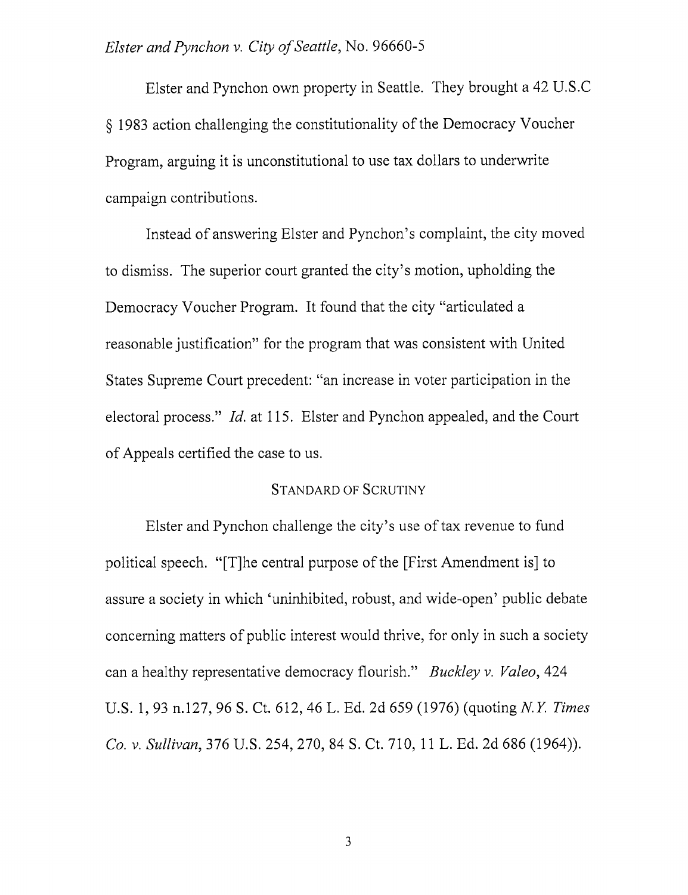Elster and Pynchon own property in Seattle. They brought a 42 U.S.C § 1983 action challenging the constitutionality of the Democracy Voucher Program, arguing it is unconstitutional to use tax dollars to underwrite campaign contributions.

Instead of answering Elster and Pynchon's complaint, the city moved to dismiss. The superior court granted the city's motion, upholding the Democracy Voucher Program. It found that the city "articulated a reasonable justification" for the program that was consistent with United States Supreme Court precedent: "an increase in voter participation in the electoral process." *Id.* at 115. Elster and Pynchon appealed, and the Court of Appeals certified the case to us.

## STANDARD OF SCRUTINY

Elster and Pynchon challenge the city's use of tax revenue to fund political speech. "[T]he central purpose of the [First Amendment is] to assure a society in which 'uninhibited, robust, and wide-open' public debate concerning matters of public interest would thrive, for only in such a society can a healthy representative democracy flourish." *Buckley v. Valeo*, 424 U.S. 1, 93 n.127, 96 S. Ct. 612, 46 L. Ed. 2d 659 (1976) (quoting *N.Y. Times Co. v. Sullivan*, 376 U.S. 254, 270, 84 S. Ct. 710, 11 L. Ed. 2d 686 (1964)).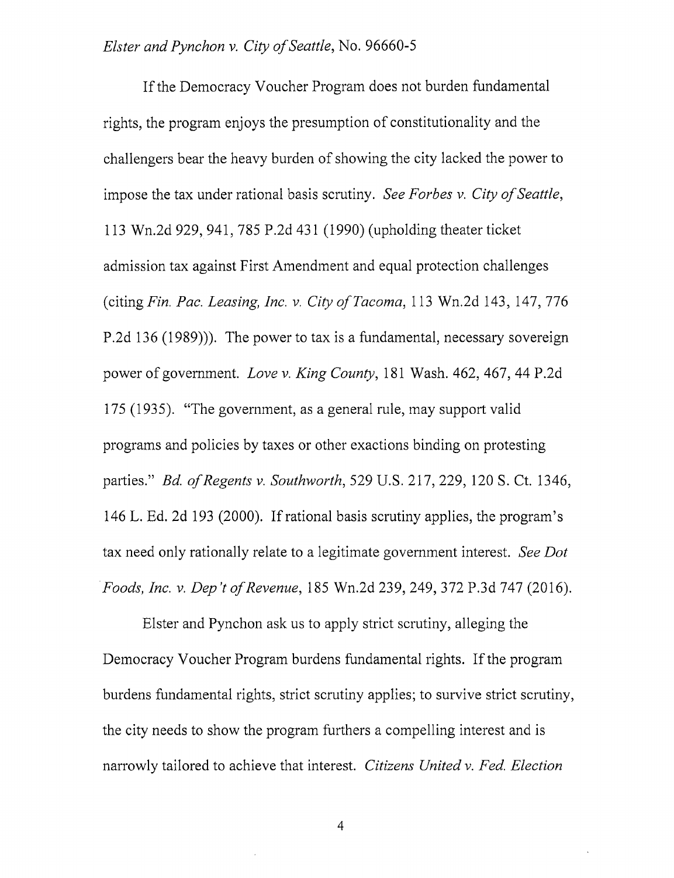If the Democracy Voucher Program does not burden fundamental rights, the program enjoys the presumption of constitutionality and the challengers bear the heavy burden of showing the city lacked the power to impose the tax under rational basis scrutiny. *See Forbes v. City of Seattle*, 113 Wn.2d 929, 941, 785 P.2d 431 (1990) (upholding theater ticket admission tax against First Amendment and equal protection challenges (citing *Fin. Pac. Leasing, Inc. v. City of Tacoma*, 113 Wn.2d 143, 147, 776 P.2d 136 (1989))). The power to tax is a fundamental, necessary sovereign power of government. *Love v. King County*, 181 Wash. 462, 467, 44 P.2d 175 (1935). "The government, as a general rule, may support valid programs and policies by taxes or other exactions binding on protesting parties." *Bd. of Regents v. Southworth*, 529 U.S. 217, 229, 120 S. Ct. 1346, 146 L. Ed. 2d 193 (2000). If rational basis scrutiny applies, the program's tax need only rationally relate to a legitimate government interest. *See Dot Foods, Inc. v. Dep't of Revenue*, 185 Wn.2d 239, 249, 372 P.3d 747 (2016).

Elster and Pynchon ask us to apply strict scrutiny, alleging the Democracy Voucher Program burdens fundamental rights. If the program burdens fundamental rights, strict scrutiny applies; to survive strict scrutiny, the city needs to show the program furthers a compelling interest and is narrowly tailored to achieve that interest. *Citizens United v. Fed. Election*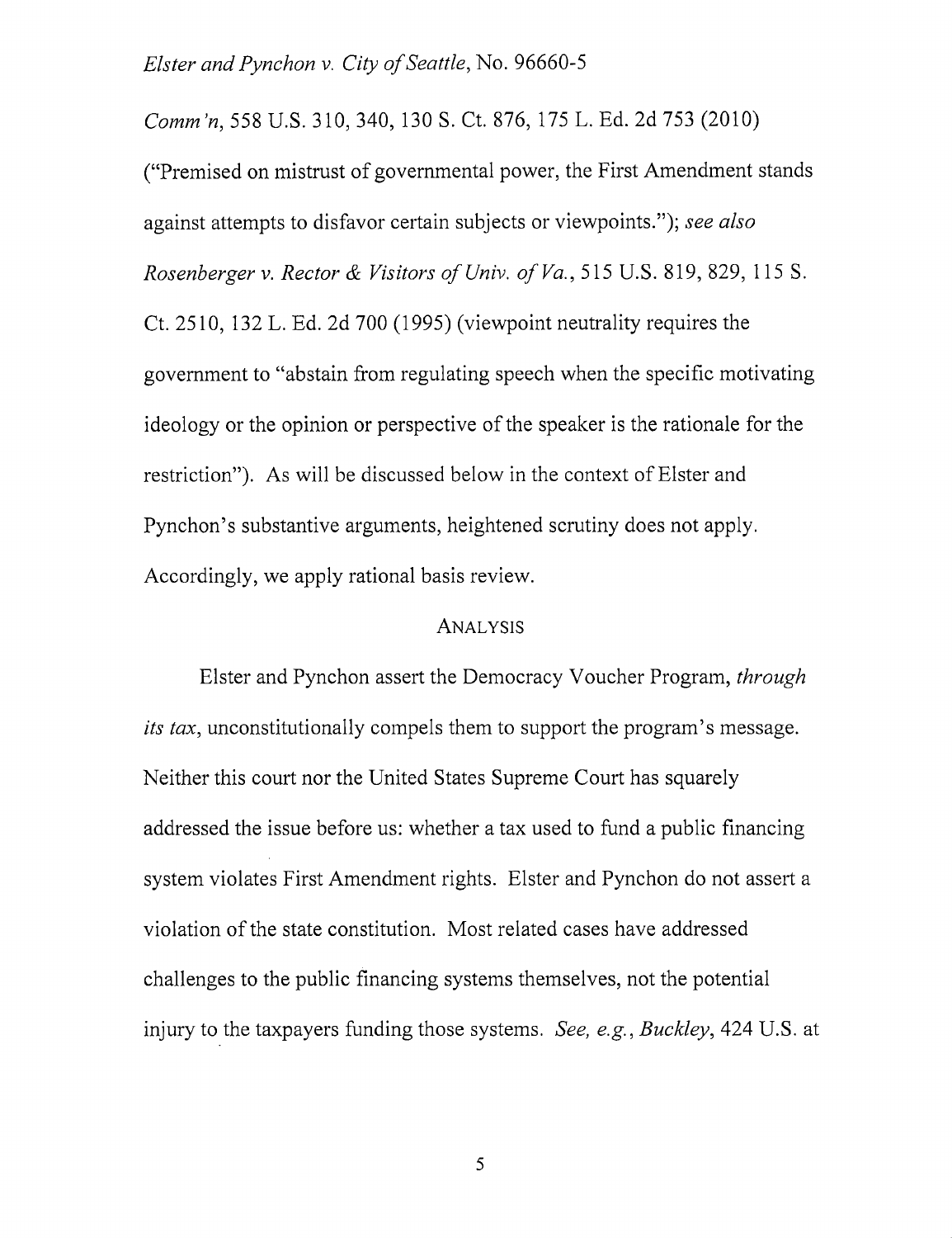*Comm'n*, 558 U.S. 310, 340, 130 S. Ct. 876, 175 L. Ed. 2d 753 (2010) ("Premised on mistrust of governmental power, the First Amendment stands against attempts to disfavor certain subjects or viewpoints."); *see also Rosenberger v. Rector & Visitors of Univ. of Va.*, 515 U.S. 819, 829, 115 S. Ct. 2510, 132 L. Ed. 2d 700 (1995) (viewpoint neutrality requires the government to "abstain from regulating speech when the specific motivating ideology or the opinion or perspective of the speaker is the rationale for the restriction"). As will be discussed below in the context of Elster and Pynchon's substantive arguments, heightened scrutiny does not apply. Accordingly, we apply rational basis review.

## ANALYSIS

Elster and Pynchon assert the Democracy Voucher Program, *through its tax*, unconstitutionally compels them to support the program's message. Neither this court nor the United States Supreme Court has squarely addressed the issue before us: whether a tax used to fund a public financing system violates First Amendment rights. Elster and Pynchon do not assert a violation of the state constitution. Most related cases have addressed challenges to the public financing systems themselves, not the potential injury to the taxpayers funding those systems. *See, e.g.*, *Buckley*, 424 U.S. at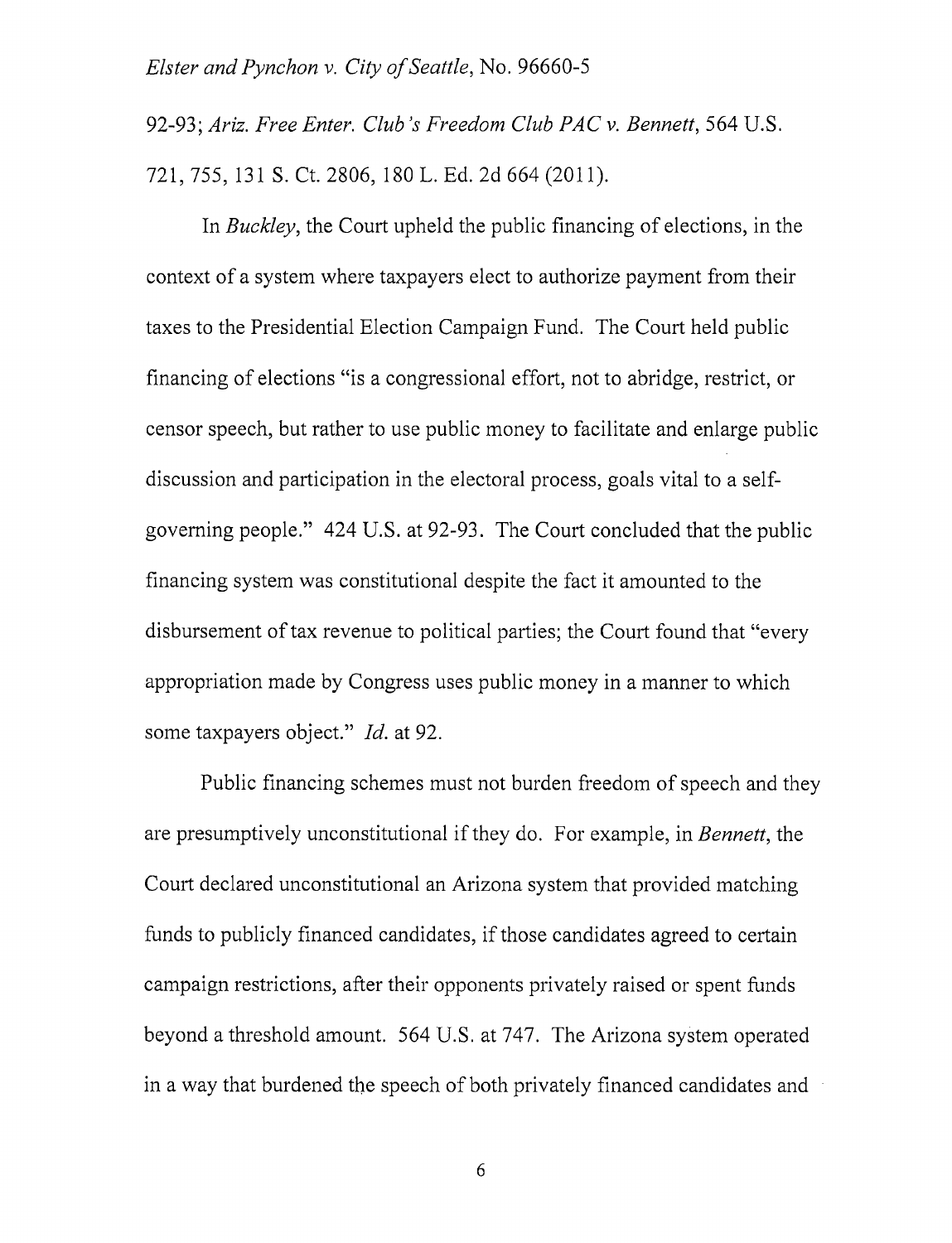92-93; *Ariz. Free Enter. Club's Freedom Club PAC v. Bennett*, 564 U.S. 721, 755, 131 S. Ct. 2806, 180 L. Ed. 2d 664 (2011).

In *Buckley*, the Court upheld the public financing of elections, in the context of a system where taxpayers elect to authorize payment from their taxes to the Presidential Election Campaign Fund. The Court held public financing of elections "is a congressional effort, not to abridge, restrict, or censor speech, but rather to use public money to facilitate and enlarge public discussion and participation in the electoral process, goals vital to a self-governing people." 424 U.S. at 92-93. The Court concluded that the public financing system was constitutional despite the fact it amounted to the disbursement of tax revenue to political parties; the Court found that "every appropriation made by Congress uses public money in a manner to which some taxpayers object." *Id.* at 92.

Public financing schemes must not burden freedom of speech and they are presumptively unconstitutional if they do. For example, in *Bennett*, the Court declared unconstitutional an Arizona system that provided matching funds to publicly financed candidates, if those candidates agreed to certain campaign restrictions, after their opponents privately raised or spent funds beyond a threshold amount. 564 U.S. at 747. The Arizona system operated in a way that burdened the speech of both privately financed candidates and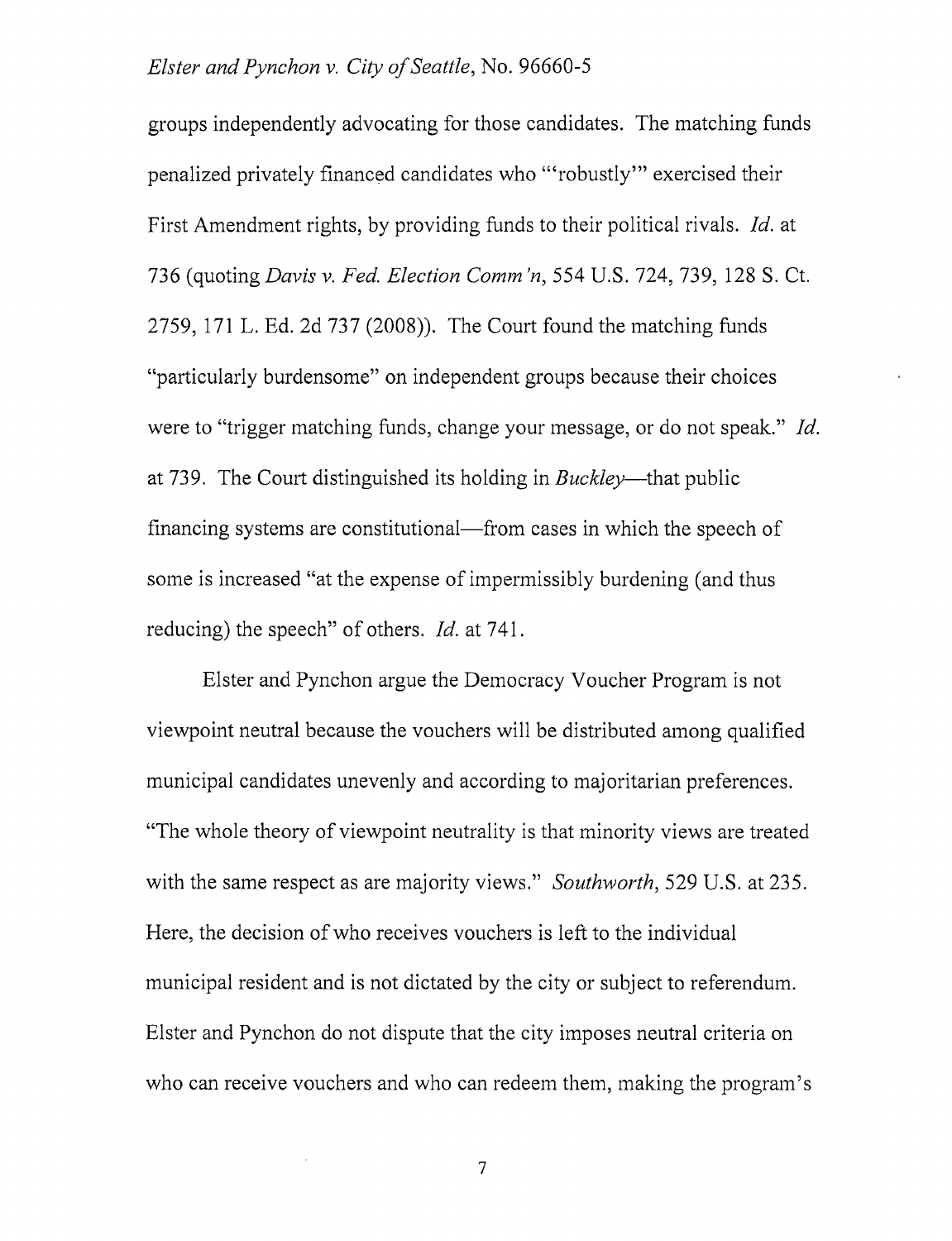groups independently advocating for those candidates. The matching funds penalized privately financed candidates who "'robustly'" exercised their First Amendment rights, by providing funds to their political rivals. *Id.* at 736 (quoting *Davis v. Fed. Election Comm'n*, 554 U.S. 724, 739, 128 S. Ct. 2759, 171 L. Ed. 2d 737 (2008)). The Court found the matching funds "particularly burdensome" on independent groups because their choices were to "trigger matching funds, change your message, or do not speak." *Id.* at 739. The Court distinguished its holding in *Buckley*—that public financing systems are constitutional—from cases in which the speech of some is increased "at the expense of impermissibly burdening (and thus reducing) the speech" of others. *Id.* at 741.

Elster and Pynchon argue the Democracy Voucher Program is not viewpoint neutral because the vouchers will be distributed among qualified municipal candidates unevenly and according to majoritarian preferences. "The whole theory of viewpoint neutrality is that minority views are treated with the same respect as are majority views." *Southworth*, 529 U.S. at 235. Here, the decision of who receives vouchers is left to the individual municipal resident and is not dictated by the city or subject to referendum. Elster and Pynchon do not dispute that the city imposes neutral criteria on who can receive vouchers and who can redeem them, making the program's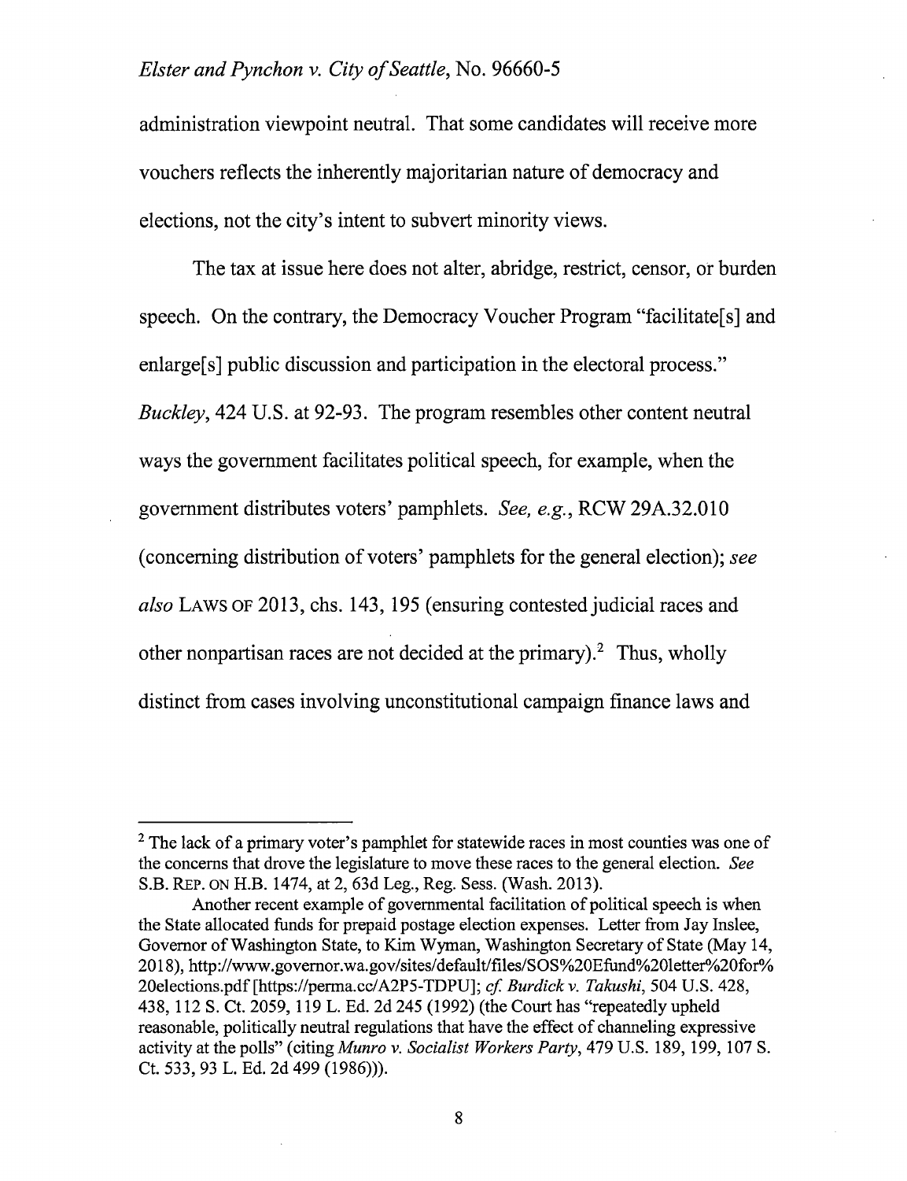administration viewpoint neutral. That some candidates will receive more vouchers reflects the inherently majoritarian nature of democracy and elections, not the city's intent to subvert minority views.

The tax at issue here does not alter, abridge, restrict, censor, or burden speech. On the contrary, the Democracy Voucher Program "facilitate[s] and enlarge[s] public discussion and participation in the electoral process." *Buckley*, 424 U.S. at 92-93. The program resembles other content neutral ways the government facilitates political speech, for example, when the government distributes voters' pamphlets. *See, e.g.*, RCW 29A.32.010 (concerning distribution of voters' pamphlets for the general election); *see also* LAWS OF 2013, chs. 143, 195 (ensuring contested judicial races and other nonpartisan races are not decided at the primary).[2] Thus, wholly distinct from cases involving unconstitutional campaign finance laws and

---

[2] The lack of a primary voter's pamphlet for statewide races in most counties was one of the concerns that drove the legislature to move these races to the general election. *See* S.B. REP. ON H.B. 1474, at 2, 63d Leg., Reg. Sess. (Wash. 2013).

Another recent example of governmental facilitation of political speech is when the State allocated funds for prepaid postage election expenses. Letter from Jay Inslee, Governor of Washington State, to Kim Wyman, Washington Secretary of State (May 14, 2018), http://www.governor.wa.gov/sites/default/files/SOS%20Efund%20letter%20for%20elections.pdf [https://perma.cc/A2P5-TDPU]; *cf. Burdick v. Takushi*, 504 U.S. 428, 438, 112 S. Ct. 2059, 119 L. Ed. 2d 245 (1992) (the Court has "repeatedly upheld reasonable, politically neutral regulations that have the effect of channeling expressive activity at the polls" (citing *Munro v. Socialist Workers Party*, 479 U.S. 189, 199, 107 S. Ct. 533, 93 L. Ed. 2d 499 (1986))).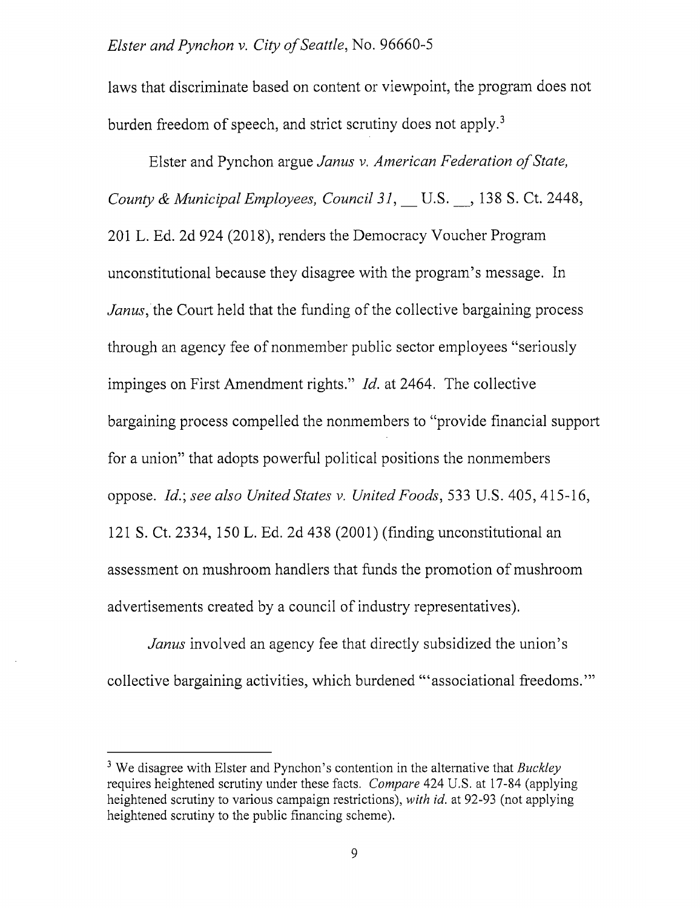laws that discriminate based on content or viewpoint, the program does not burden freedom of speech, and strict scrutiny does not apply.[3]

Elster and Pynchon argue *Janus v. American Federation of State, County & Municipal Employees, Council 31*, __ U.S. __, 138 S. Ct. 2448, 201 L. Ed. 2d 924 (2018), renders the Democracy Voucher Program unconstitutional because they disagree with the program's message. In *Janus*, the Court held that the funding of the collective bargaining process through an agency fee of nonmember public sector employees "seriously impinges on First Amendment rights." *Id.* at 2464. The collective bargaining process compelled the nonmembers to "provide financial support for a union" that adopts powerful political positions the nonmembers oppose. *Id.*; *see also United States v. United Foods*, 533 U.S. 405, 415-16, 121 S. Ct. 2334, 150 L. Ed. 2d 438 (2001) (finding unconstitutional an assessment on mushroom handlers that funds the promotion of mushroom advertisements created by a council of industry representatives).

*Janus* involved an agency fee that directly subsidized the union's collective bargaining activities, which burdened "'associational freedoms.'"

---

[3] We disagree with Elster and Pynchon's contention in the alternative that *Buckley* requires heightened scrutiny under these facts. *Compare* 424 U.S. at 17-84 (applying heightened scrutiny to various campaign restrictions), *with id.* at 92-93 (not applying heightened scrutiny to the public financing scheme).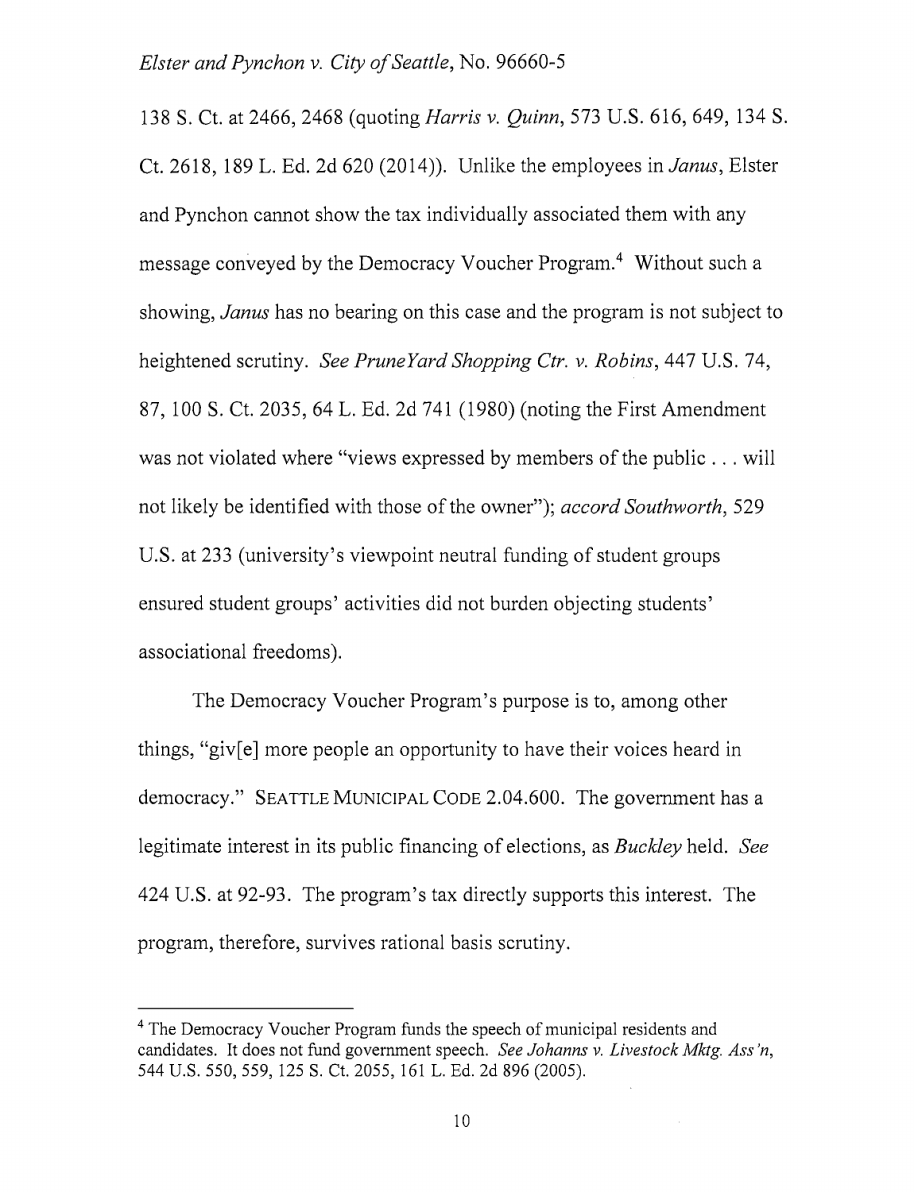138 S. Ct. at 2466, 2468 (quoting *Harris v. Quinn*, 573 U.S. 616, 649, 134 S. Ct. 2618, 189 L. Ed. 2d 620 (2014)). Unlike the employees in *Janus*, Elster and Pynchon cannot show the tax individually associated them with any message conveyed by the Democracy Voucher Program.[4] Without such a showing, *Janus* has no bearing on this case and the program is not subject to heightened scrutiny. *See PruneYard Shopping Ctr. v. Robins*, 447 U.S. 74, 87, 100 S. Ct. 2035, 64 L. Ed. 2d 741 (1980) (noting the First Amendment was not violated where "views expressed by members of the public . . . will not likely be identified with those of the owner"); *accord Southworth*, 529 U.S. at 233 (university's viewpoint neutral funding of student groups ensured student groups' activities did not burden objecting students' associational freedoms).

The Democracy Voucher Program's purpose is to, among other things, "giv[e] more people an opportunity to have their voices heard in democracy." SEATTLE MUNICIPAL CODE 2.04.600. The government has a legitimate interest in its public financing of elections, as *Buckley* held. *See* 424 U.S. at 92-93. The program's tax directly supports this interest. The program, therefore, survives rational basis scrutiny.

---

[4] The Democracy Voucher Program funds the speech of municipal residents and candidates. It does not fund government speech. *See Johanns v. Livestock Mktg. Ass'n*, 544 U.S. 550, 559, 125 S. Ct. 2055, 161 L. Ed. 2d 896 (2005).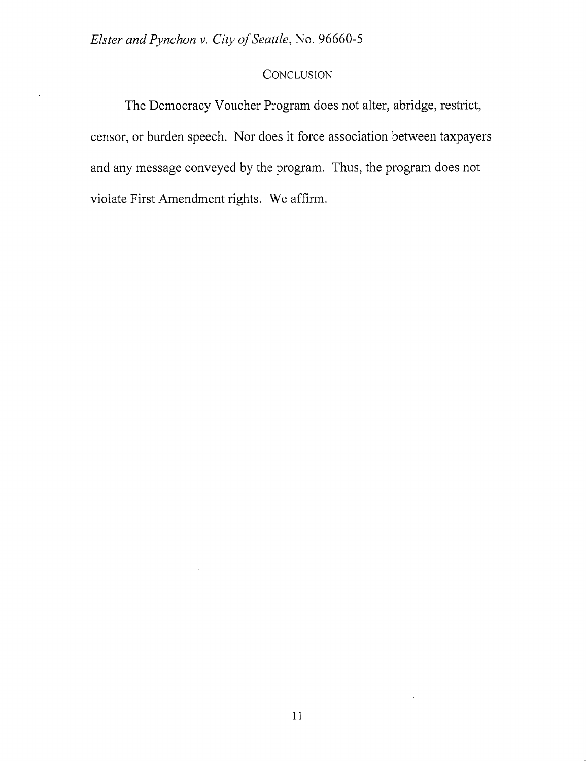## CONCLUSION

The Democracy Voucher Program does not alter, abridge, restrict, censor, or burden speech. Nor does it force association between taxpayers and any message conveyed by the program. Thus, the program does not violate First Amendment rights. We affirm.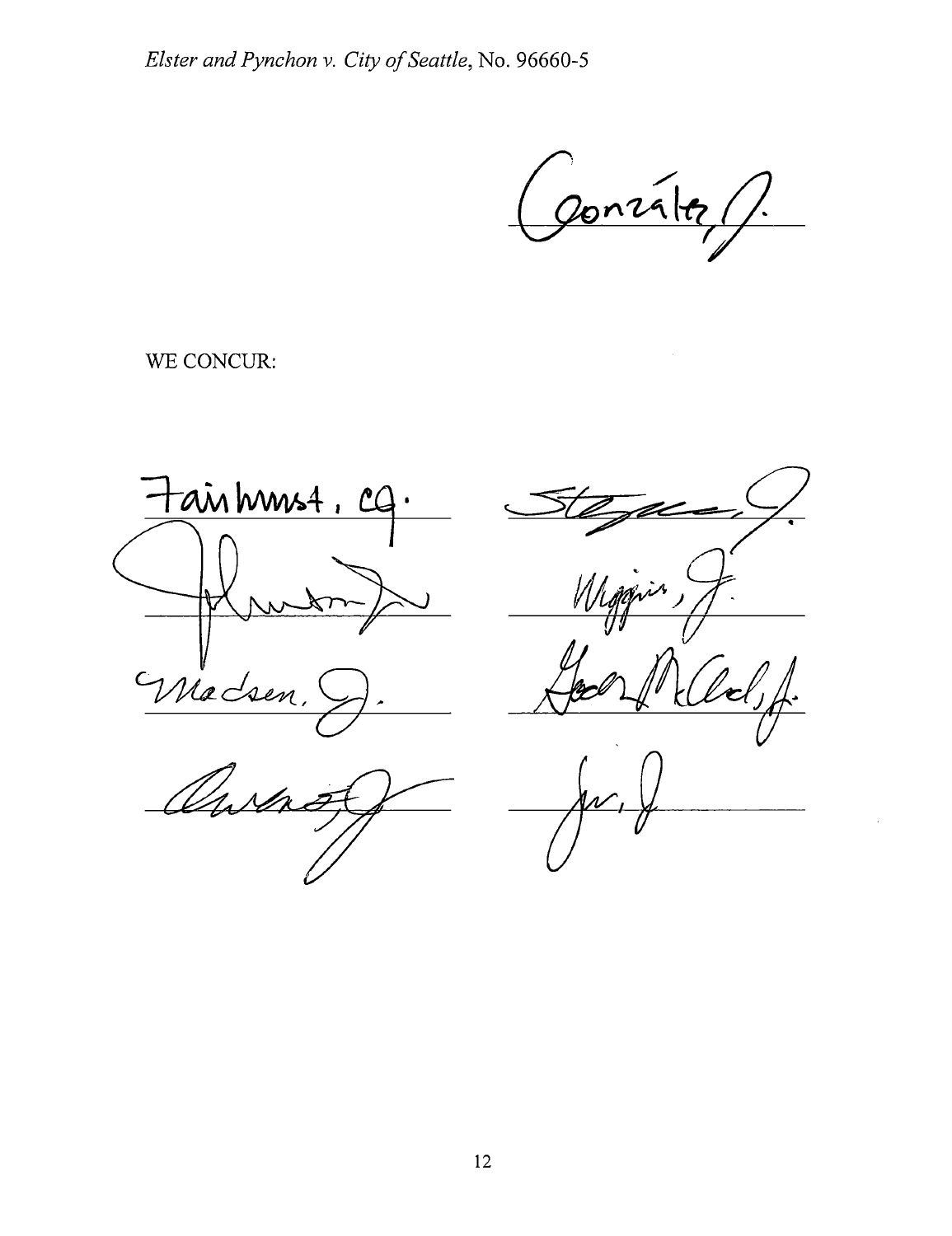González, J.

WE CONCUR:

| | |
|---|---|
| Fairhurst, C.J. | Stephens, J. |
| Johnson, J. | Wiggins, J. |
| Madsen, J. | Gordon McCloud, J. |
| Owens, J. | Yu, J. |